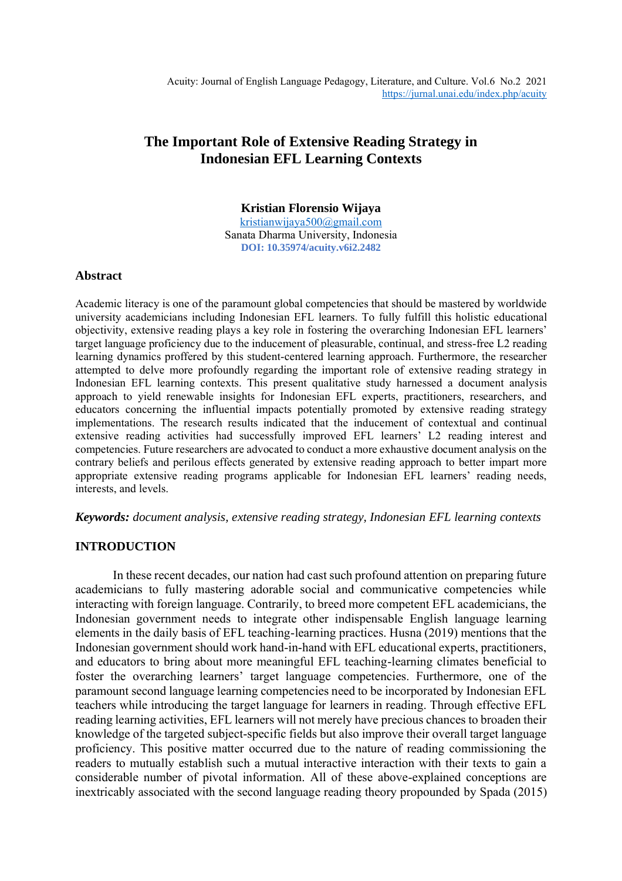# The Important Role of Extensive Reading Strategy in Indonesian EFL Learning Contexts

**Kristian Florensio Wijaya**
kristianwijaya500@gmail.com
Sanata Dharma University, Indonesia
**DOI: 10.35974/acuity.v6i2.2482**

## Abstract

Academic literacy is one of the paramount global competencies that should be mastered by worldwide university academicians including Indonesian EFL learners. To fully fulfill this holistic educational objectivity, extensive reading plays a key role in fostering the overarching Indonesian EFL learners' target language proficiency due to the inducement of pleasurable, continual, and stress-free L2 reading learning dynamics proffered by this student-centered learning approach. Furthermore, the researcher attempted to delve more profoundly regarding the important role of extensive reading strategy in Indonesian EFL learning contexts. This present qualitative study harnessed a document analysis approach to yield renewable insights for Indonesian EFL experts, practitioners, researchers, and educators concerning the influential impacts potentially promoted by extensive reading strategy implementations. The research results indicated that the inducement of contextual and continual extensive reading activities had successfully improved EFL learners' L2 reading interest and competencies. Future researchers are advocated to conduct a more exhaustive document analysis on the contrary beliefs and perilous effects generated by extensive reading approach to better impart more appropriate extensive reading programs applicable for Indonesian EFL learners' reading needs, interests, and levels.

***Keywords:*** *document analysis, extensive reading strategy, Indonesian EFL learning contexts*

## INTRODUCTION

In these recent decades, our nation had cast such profound attention on preparing future academicians to fully mastering adorable social and communicative competencies while interacting with foreign language. Contrarily, to breed more competent EFL academicians, the Indonesian government needs to integrate other indispensable English language learning elements in the daily basis of EFL teaching-learning practices. Husna (2019) mentions that the Indonesian government should work hand-in-hand with EFL educational experts, practitioners, and educators to bring about more meaningful EFL teaching-learning climates beneficial to foster the overarching learners' target language competencies. Furthermore, one of the paramount second language learning competencies need to be incorporated by Indonesian EFL teachers while introducing the target language for learners in reading. Through effective EFL reading learning activities, EFL learners will not merely have precious chances to broaden their knowledge of the targeted subject-specific fields but also improve their overall target language proficiency. This positive matter occurred due to the nature of reading commissioning the readers to mutually establish such a mutual interactive interaction with their texts to gain a considerable number of pivotal information. All of these above-explained conceptions are inextricably associated with the second language reading theory propounded by Spada (2015)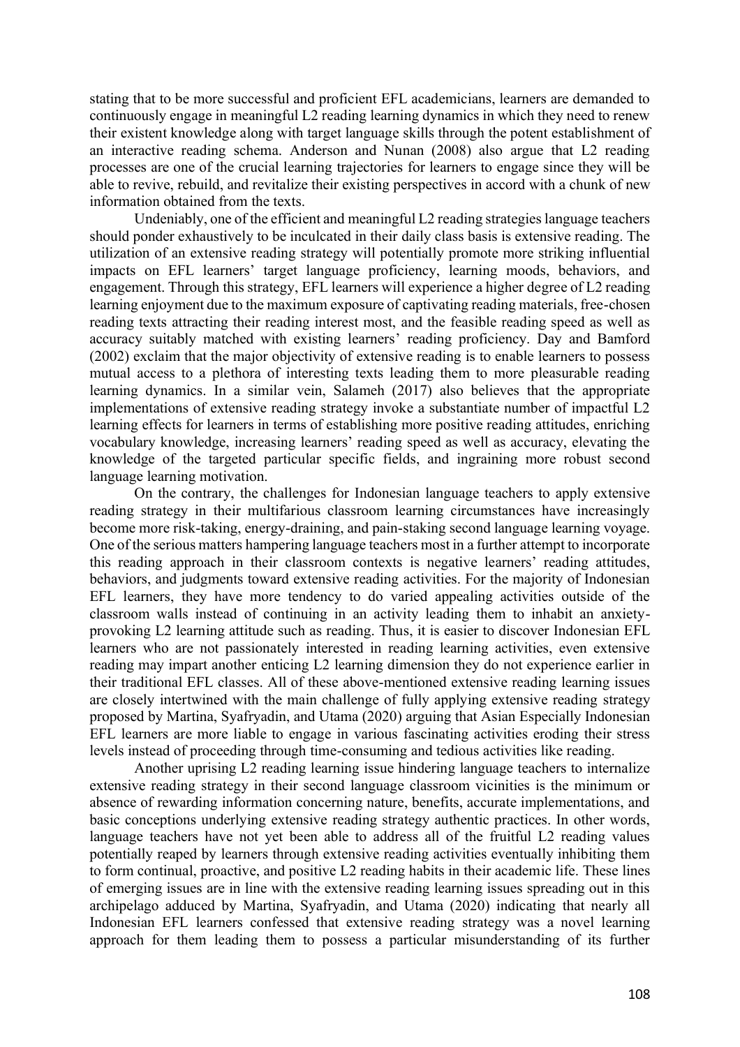stating that to be more successful and proficient EFL academicians, learners are demanded to continuously engage in meaningful L2 reading learning dynamics in which they need to renew their existent knowledge along with target language skills through the potent establishment of an interactive reading schema. Anderson and Nunan (2008) also argue that L2 reading processes are one of the crucial learning trajectories for learners to engage since they will be able to revive, rebuild, and revitalize their existing perspectives in accord with a chunk of new information obtained from the texts.

Undeniably, one of the efficient and meaningful L2 reading strategies language teachers should ponder exhaustively to be inculcated in their daily class basis is extensive reading. The utilization of an extensive reading strategy will potentially promote more striking influential impacts on EFL learners' target language proficiency, learning moods, behaviors, and engagement. Through this strategy, EFL learners will experience a higher degree of L2 reading learning enjoyment due to the maximum exposure of captivating reading materials, free-chosen reading texts attracting their reading interest most, and the feasible reading speed as well as accuracy suitably matched with existing learners' reading proficiency. Day and Bamford (2002) exclaim that the major objectivity of extensive reading is to enable learners to possess mutual access to a plethora of interesting texts leading them to more pleasurable reading learning dynamics. In a similar vein, Salameh (2017) also believes that the appropriate implementations of extensive reading strategy invoke a substantiate number of impactful L2 learning effects for learners in terms of establishing more positive reading attitudes, enriching vocabulary knowledge, increasing learners' reading speed as well as accuracy, elevating the knowledge of the targeted particular specific fields, and ingraining more robust second language learning motivation.

On the contrary, the challenges for Indonesian language teachers to apply extensive reading strategy in their multifarious classroom learning circumstances have increasingly become more risk-taking, energy-draining, and pain-staking second language learning voyage. One of the serious matters hampering language teachers most in a further attempt to incorporate this reading approach in their classroom contexts is negative learners' reading attitudes, behaviors, and judgments toward extensive reading activities. For the majority of Indonesian EFL learners, they have more tendency to do varied appealing activities outside of the classroom walls instead of continuing in an activity leading them to inhabit an anxiety-provoking L2 learning attitude such as reading. Thus, it is easier to discover Indonesian EFL learners who are not passionately interested in reading learning activities, even extensive reading may impart another enticing L2 learning dimension they do not experience earlier in their traditional EFL classes. All of these above-mentioned extensive reading learning issues are closely intertwined with the main challenge of fully applying extensive reading strategy proposed by Martina, Syafryadin, and Utama (2020) arguing that Asian Especially Indonesian EFL learners are more liable to engage in various fascinating activities eroding their stress levels instead of proceeding through time-consuming and tedious activities like reading.

Another uprising L2 reading learning issue hindering language teachers to internalize extensive reading strategy in their second language classroom vicinities is the minimum or absence of rewarding information concerning nature, benefits, accurate implementations, and basic conceptions underlying extensive reading strategy authentic practices. In other words, language teachers have not yet been able to address all of the fruitful L2 reading values potentially reaped by learners through extensive reading activities eventually inhibiting them to form continual, proactive, and positive L2 reading habits in their academic life. These lines of emerging issues are in line with the extensive reading learning issues spreading out in this archipelago adduced by Martina, Syafryadin, and Utama (2020) indicating that nearly all Indonesian EFL learners confessed that extensive reading strategy was a novel learning approach for them leading them to possess a particular misunderstanding of its further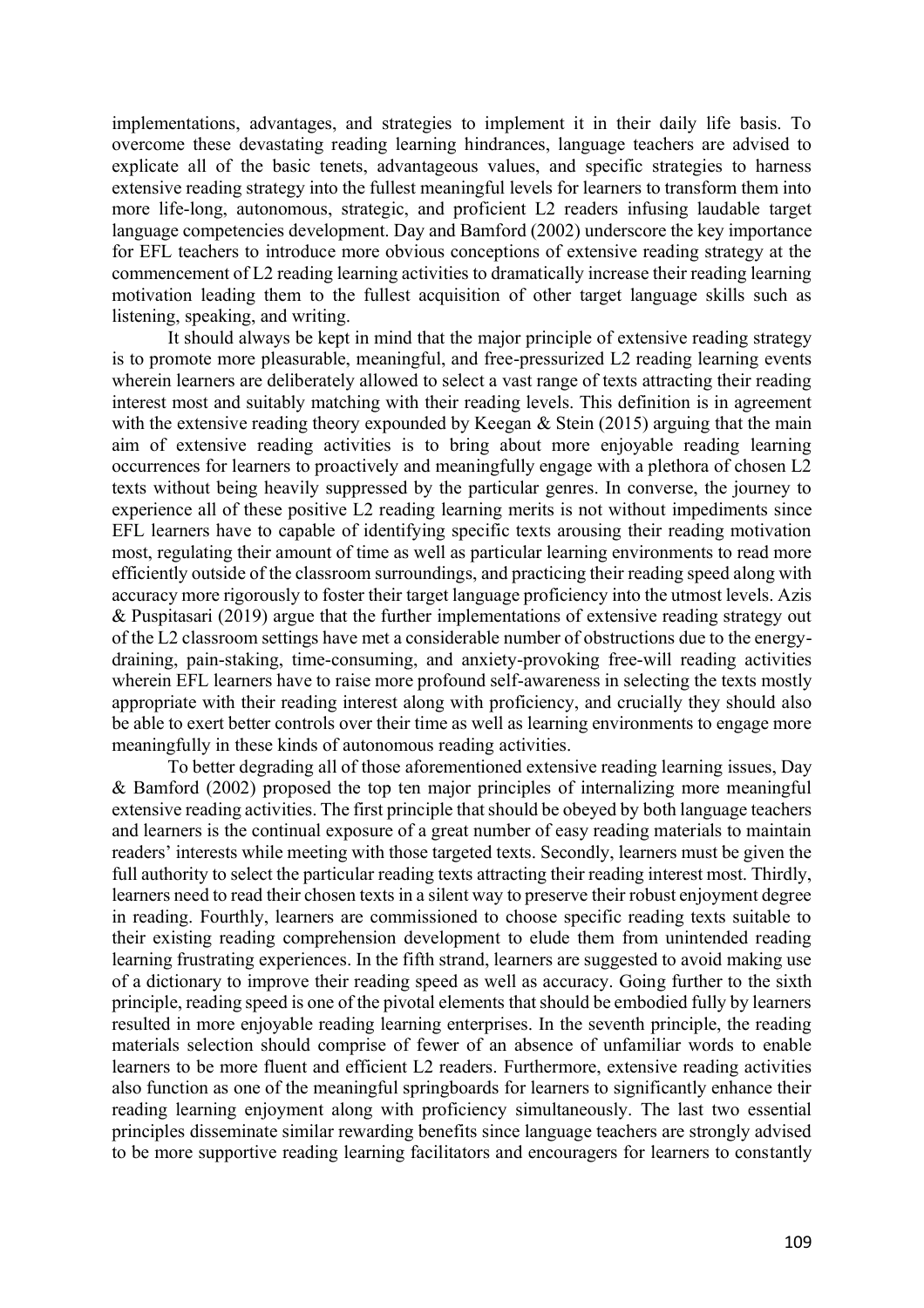implementations, advantages, and strategies to implement it in their daily life basis. To overcome these devastating reading learning hindrances, language teachers are advised to explicate all of the basic tenets, advantageous values, and specific strategies to harness extensive reading strategy into the fullest meaningful levels for learners to transform them into more life-long, autonomous, strategic, and proficient L2 readers infusing laudable target language competencies development. Day and Bamford (2002) underscore the key importance for EFL teachers to introduce more obvious conceptions of extensive reading strategy at the commencement of L2 reading learning activities to dramatically increase their reading learning motivation leading them to the fullest acquisition of other target language skills such as listening, speaking, and writing.

It should always be kept in mind that the major principle of extensive reading strategy is to promote more pleasurable, meaningful, and free-pressurized L2 reading learning events wherein learners are deliberately allowed to select a vast range of texts attracting their reading interest most and suitably matching with their reading levels. This definition is in agreement with the extensive reading theory expounded by Keegan & Stein (2015) arguing that the main aim of extensive reading activities is to bring about more enjoyable reading learning occurrences for learners to proactively and meaningfully engage with a plethora of chosen L2 texts without being heavily suppressed by the particular genres. In converse, the journey to experience all of these positive L2 reading learning merits is not without impediments since EFL learners have to capable of identifying specific texts arousing their reading motivation most, regulating their amount of time as well as particular learning environments to read more efficiently outside of the classroom surroundings, and practicing their reading speed along with accuracy more rigorously to foster their target language proficiency into the utmost levels. Azis & Puspitasari (2019) argue that the further implementations of extensive reading strategy out of the L2 classroom settings have met a considerable number of obstructions due to the energy-draining, pain-staking, time-consuming, and anxiety-provoking free-will reading activities wherein EFL learners have to raise more profound self-awareness in selecting the texts mostly appropriate with their reading interest along with proficiency, and crucially they should also be able to exert better controls over their time as well as learning environments to engage more meaningfully in these kinds of autonomous reading activities.

To better degrading all of those aforementioned extensive reading learning issues, Day & Bamford (2002) proposed the top ten major principles of internalizing more meaningful extensive reading activities. The first principle that should be obeyed by both language teachers and learners is the continual exposure of a great number of easy reading materials to maintain readers' interests while meeting with those targeted texts. Secondly, learners must be given the full authority to select the particular reading texts attracting their reading interest most. Thirdly, learners need to read their chosen texts in a silent way to preserve their robust enjoyment degree in reading. Fourthly, learners are commissioned to choose specific reading texts suitable to their existing reading comprehension development to elude them from unintended reading learning frustrating experiences. In the fifth strand, learners are suggested to avoid making use of a dictionary to improve their reading speed as well as accuracy. Going further to the sixth principle, reading speed is one of the pivotal elements that should be embodied fully by learners resulted in more enjoyable reading learning enterprises. In the seventh principle, the reading materials selection should comprise of fewer of an absence of unfamiliar words to enable learners to be more fluent and efficient L2 readers. Furthermore, extensive reading activities also function as one of the meaningful springboards for learners to significantly enhance their reading learning enjoyment along with proficiency simultaneously. The last two essential principles disseminate similar rewarding benefits since language teachers are strongly advised to be more supportive reading learning facilitators and encouragers for learners to constantly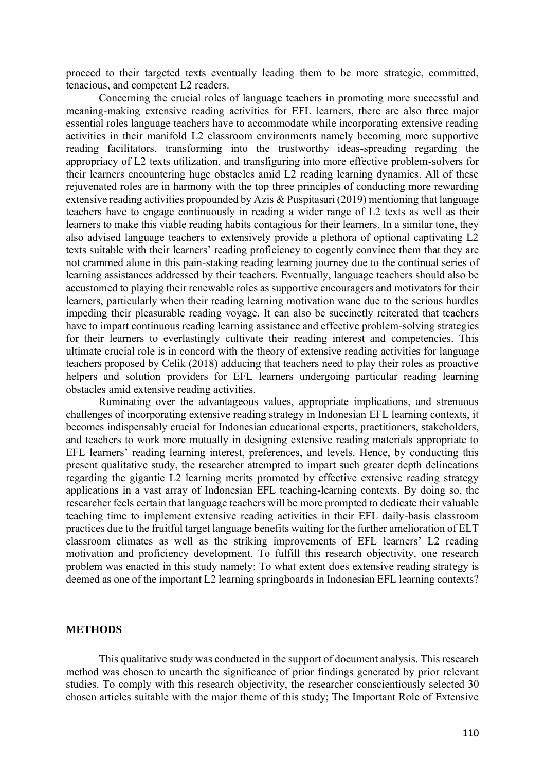proceed to their targeted texts eventually leading them to be more strategic, committed, tenacious, and competent L2 readers.

Concerning the crucial roles of language teachers in promoting more successful and meaning-making extensive reading activities for EFL learners, there are also three major essential roles language teachers have to accommodate while incorporating extensive reading activities in their manifold L2 classroom environments namely becoming more supportive reading facilitators, transforming into the trustworthy ideas-spreading regarding the appropriacy of L2 texts utilization, and transfiguring into more effective problem-solvers for their learners encountering huge obstacles amid L2 reading learning dynamics. All of these rejuvenated roles are in harmony with the top three principles of conducting more rewarding extensive reading activities propounded by Azis & Puspitasari (2019) mentioning that language teachers have to engage continuously in reading a wider range of L2 texts as well as their learners to make this viable reading habits contagious for their learners. In a similar tone, they also advised language teachers to extensively provide a plethora of optional captivating L2 texts suitable with their learners' reading proficiency to cogently convince them that they are not crammed alone in this pain-staking reading learning journey due to the continual series of learning assistances addressed by their teachers. Eventually, language teachers should also be accustomed to playing their renewable roles as supportive encouragers and motivators for their learners, particularly when their reading learning motivation wane due to the serious hurdles impeding their pleasurable reading voyage. It can also be succinctly reiterated that teachers have to impart continuous reading learning assistance and effective problem-solving strategies for their learners to everlastingly cultivate their reading interest and competencies. This ultimate crucial role is in concord with the theory of extensive reading activities for language teachers proposed by Celik (2018) adducing that teachers need to play their roles as proactive helpers and solution providers for EFL learners undergoing particular reading learning obstacles amid extensive reading activities.

Ruminating over the advantageous values, appropriate implications, and strenuous challenges of incorporating extensive reading strategy in Indonesian EFL learning contexts, it becomes indispensably crucial for Indonesian educational experts, practitioners, stakeholders, and teachers to work more mutually in designing extensive reading materials appropriate to EFL learners' reading learning interest, preferences, and levels. Hence, by conducting this present qualitative study, the researcher attempted to impart such greater depth delineations regarding the gigantic L2 learning merits promoted by effective extensive reading strategy applications in a vast array of Indonesian EFL teaching-learning contexts. By doing so, the researcher feels certain that language teachers will be more prompted to dedicate their valuable teaching time to implement extensive reading activities in their EFL daily-basis classroom practices due to the fruitful target language benefits waiting for the further amelioration of ELT classroom climates as well as the striking improvements of EFL learners' L2 reading motivation and proficiency development. To fulfill this research objectivity, one research problem was enacted in this study namely: To what extent does extensive reading strategy is deemed as one of the important L2 learning springboards in Indonesian EFL learning contexts?

## METHODS

This qualitative study was conducted in the support of document analysis. This research method was chosen to unearth the significance of prior findings generated by prior relevant studies. To comply with this research objectivity, the researcher conscientiously selected 30 chosen articles suitable with the major theme of this study; The Important Role of Extensive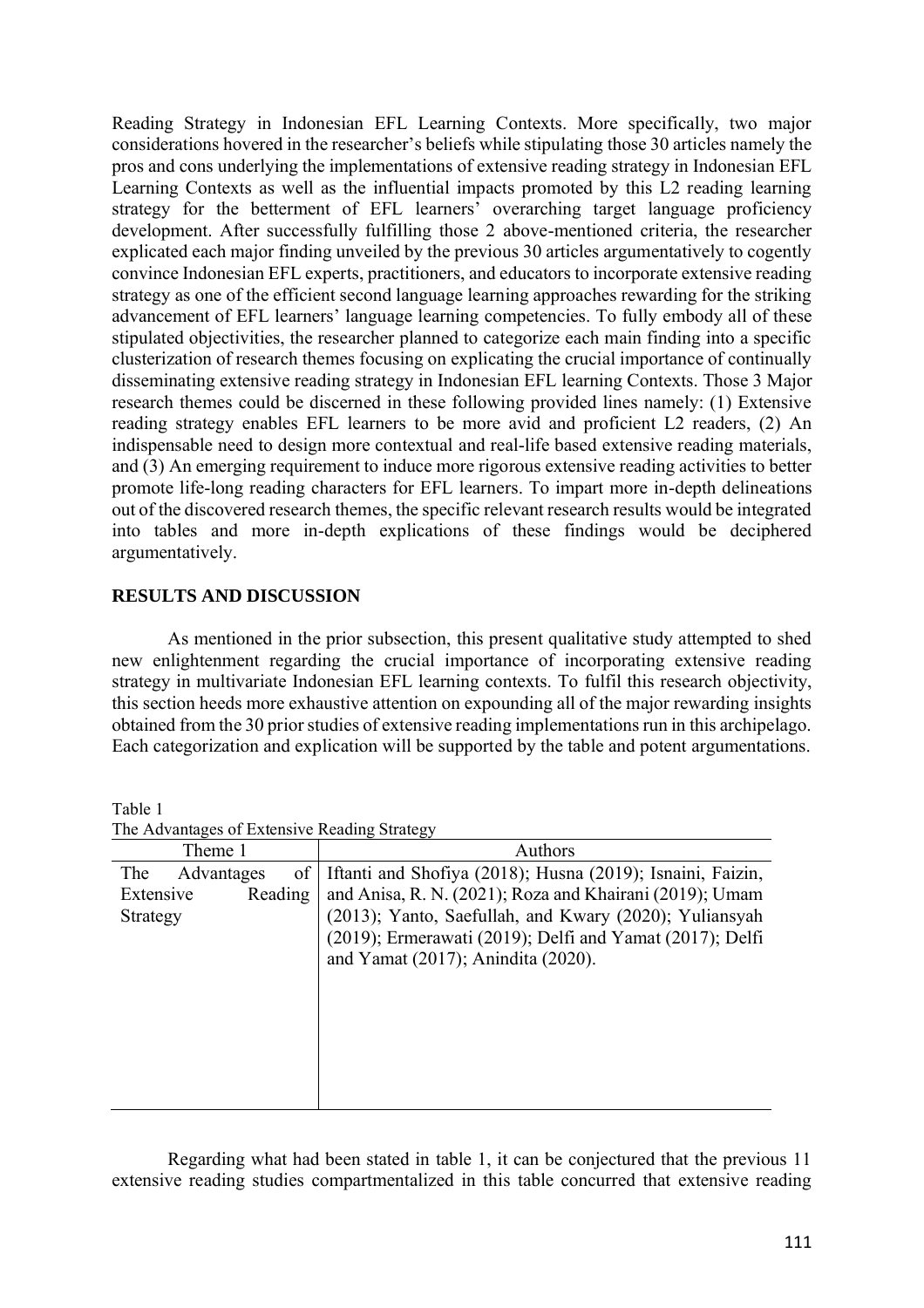Reading Strategy in Indonesian EFL Learning Contexts. More specifically, two major considerations hovered in the researcher's beliefs while stipulating those 30 articles namely the pros and cons underlying the implementations of extensive reading strategy in Indonesian EFL Learning Contexts as well as the influential impacts promoted by this L2 reading learning strategy for the betterment of EFL learners' overarching target language proficiency development. After successfully fulfilling those 2 above-mentioned criteria, the researcher explicated each major finding unveiled by the previous 30 articles argumentatively to cogently convince Indonesian EFL experts, practitioners, and educators to incorporate extensive reading strategy as one of the efficient second language learning approaches rewarding for the striking advancement of EFL learners' language learning competencies. To fully embody all of these stipulated objectivities, the researcher planned to categorize each main finding into a specific clusterization of research themes focusing on explicating the crucial importance of continually disseminating extensive reading strategy in Indonesian EFL learning Contexts. Those 3 Major research themes could be discerned in these following provided lines namely: (1) Extensive reading strategy enables EFL learners to be more avid and proficient L2 readers, (2) An indispensable need to design more contextual and real-life based extensive reading materials, and (3) An emerging requirement to induce more rigorous extensive reading activities to better promote life-long reading characters for EFL learners. To impart more in-depth delineations out of the discovered research themes, the specific relevant research results would be integrated into tables and more in-depth explications of these findings would be deciphered argumentatively.

## RESULTS AND DISCUSSION

As mentioned in the prior subsection, this present qualitative study attempted to shed new enlightenment regarding the crucial importance of incorporating extensive reading strategy in multivariate Indonesian EFL learning contexts. To fulfil this research objectivity, this section heeds more exhaustive attention on expounding all of the major rewarding insights obtained from the 30 prior studies of extensive reading implementations run in this archipelago. Each categorization and explication will be supported by the table and potent argumentations.

Table 1
The Advantages of Extensive Reading Strategy

| Theme 1 | Authors |
| --- | --- |
| The Advantages of Extensive Reading Strategy | Iftanti and Shofiya (2018); Husna (2019); Isnaini, Faizin, and Anisa, R. N. (2021); Roza and Khairani (2019); Umam (2013); Yanto, Saefullah, and Kwary (2020); Yuliansyah (2019); Ermerawati (2019); Delfi and Yamat (2017); Delfi and Yamat (2017); Anindita (2020). |

Regarding what had been stated in table 1, it can be conjectured that the previous 11 extensive reading studies compartmentalized in this table concurred that extensive reading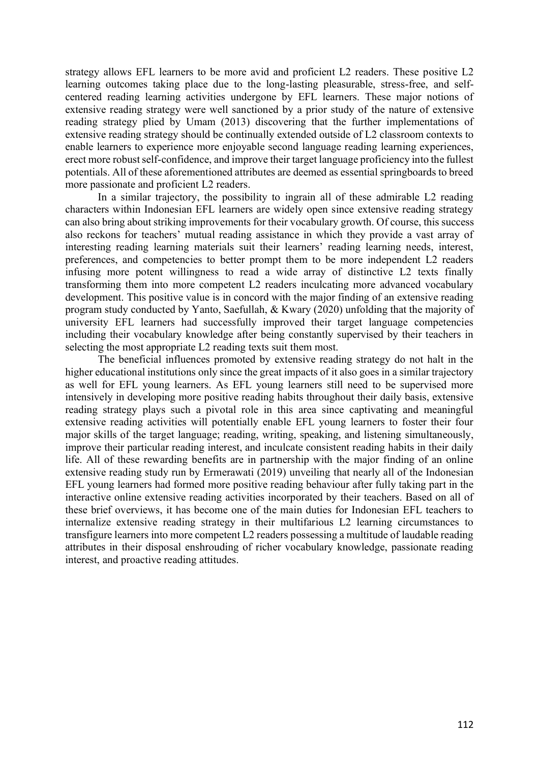strategy allows EFL learners to be more avid and proficient L2 readers. These positive L2 learning outcomes taking place due to the long-lasting pleasurable, stress-free, and self-centered reading learning activities undergone by EFL learners. These major notions of extensive reading strategy were well sanctioned by a prior study of the nature of extensive reading strategy plied by Umam (2013) discovering that the further implementations of extensive reading strategy should be continually extended outside of L2 classroom contexts to enable learners to experience more enjoyable second language reading learning experiences, erect more robust self-confidence, and improve their target language proficiency into the fullest potentials. All of these aforementioned attributes are deemed as essential springboards to breed more passionate and proficient L2 readers.

In a similar trajectory, the possibility to ingrain all of these admirable L2 reading characters within Indonesian EFL learners are widely open since extensive reading strategy can also bring about striking improvements for their vocabulary growth. Of course, this success also reckons for teachers' mutual reading assistance in which they provide a vast array of interesting reading learning materials suit their learners' reading learning needs, interest, preferences, and competencies to better prompt them to be more independent L2 readers infusing more potent willingness to read a wide array of distinctive L2 texts finally transforming them into more competent L2 readers inculcating more advanced vocabulary development. This positive value is in concord with the major finding of an extensive reading program study conducted by Yanto, Saefullah, & Kwary (2020) unfolding that the majority of university EFL learners had successfully improved their target language competencies including their vocabulary knowledge after being constantly supervised by their teachers in selecting the most appropriate L2 reading texts suit them most.

The beneficial influences promoted by extensive reading strategy do not halt in the higher educational institutions only since the great impacts of it also goes in a similar trajectory as well for EFL young learners. As EFL young learners still need to be supervised more intensively in developing more positive reading habits throughout their daily basis, extensive reading strategy plays such a pivotal role in this area since captivating and meaningful extensive reading activities will potentially enable EFL young learners to foster their four major skills of the target language; reading, writing, speaking, and listening simultaneously, improve their particular reading interest, and inculcate consistent reading habits in their daily life. All of these rewarding benefits are in partnership with the major finding of an online extensive reading study run by Ermerawati (2019) unveiling that nearly all of the Indonesian EFL young learners had formed more positive reading behaviour after fully taking part in the interactive online extensive reading activities incorporated by their teachers. Based on all of these brief overviews, it has become one of the main duties for Indonesian EFL teachers to internalize extensive reading strategy in their multifarious L2 learning circumstances to transfigure learners into more competent L2 readers possessing a multitude of laudable reading attributes in their disposal enshrouding of richer vocabulary knowledge, passionate reading interest, and proactive reading attitudes.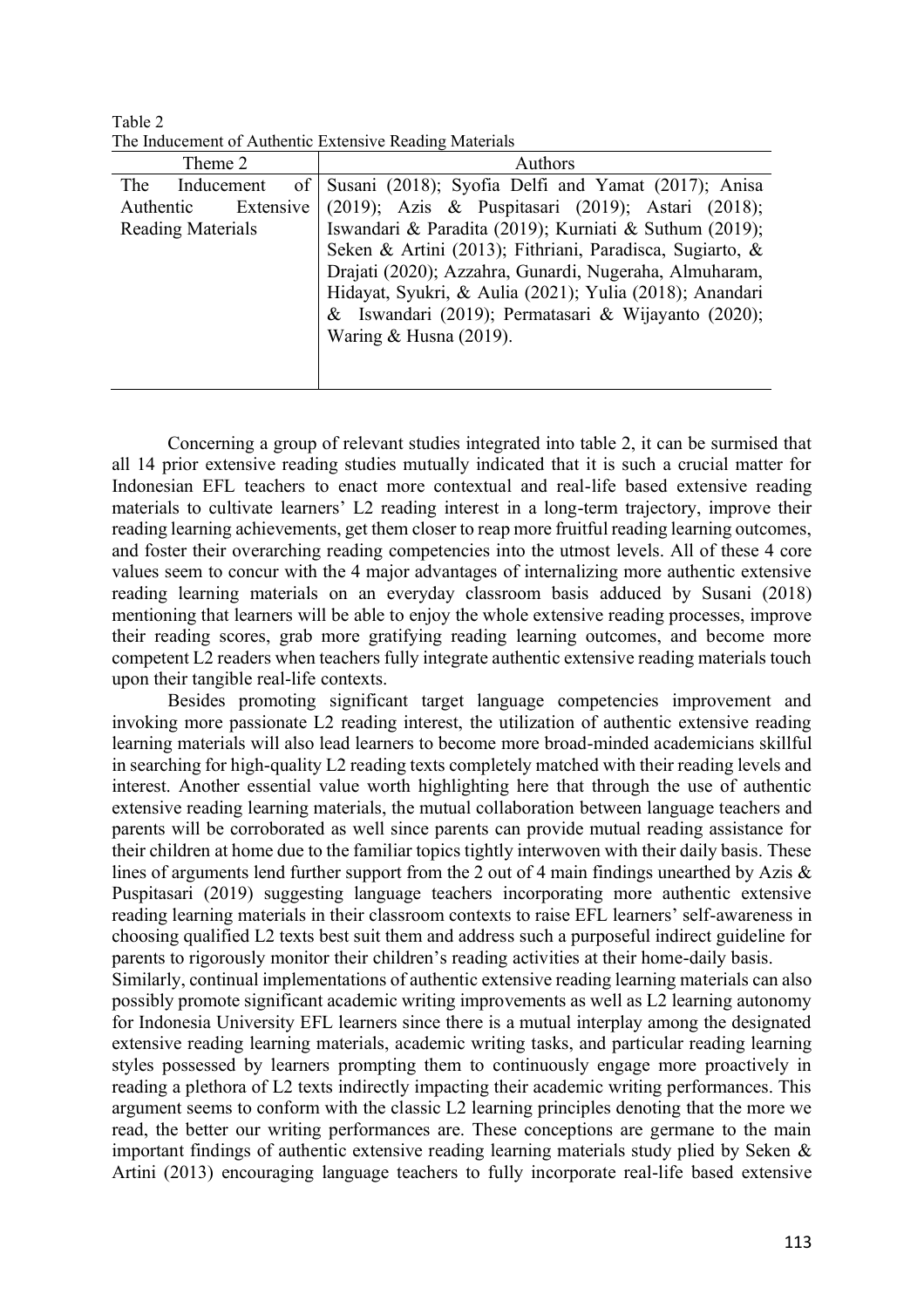Table 2
The Inducement of Authentic Extensive Reading Materials

| Theme 2 | Authors |
|---|---|
| The Inducement of Authentic Extensive Reading Materials | Susani (2018); Syofia Delfi and Yamat (2017); Anisa (2019); Azis & Puspitasari (2019); Astari (2018); Iswandari & Paradita (2019); Kurniati & Suthum (2019); Seken & Artini (2013); Fithriani, Paradisca, Sugiarto, & Drajati (2020); Azzahra, Gunardi, Nugeraha, Almuharam, Hidayat, Syukri, & Aulia (2021); Yulia (2018); Anandari & Iswandari (2019); Permatasari & Wijayanto (2020); Waring & Husna (2019). |

Concerning a group of relevant studies integrated into table 2, it can be surmised that all 14 prior extensive reading studies mutually indicated that it is such a crucial matter for Indonesian EFL teachers to enact more contextual and real-life based extensive reading materials to cultivate learners' L2 reading interest in a long-term trajectory, improve their reading learning achievements, get them closer to reap more fruitful reading learning outcomes, and foster their overarching reading competencies into the utmost levels. All of these 4 core values seem to concur with the 4 major advantages of internalizing more authentic extensive reading learning materials on an everyday classroom basis adduced by Susani (2018) mentioning that learners will be able to enjoy the whole extensive reading processes, improve their reading scores, grab more gratifying reading learning outcomes, and become more competent L2 readers when teachers fully integrate authentic extensive reading materials touch upon their tangible real-life contexts.

Besides promoting significant target language competencies improvement and invoking more passionate L2 reading interest, the utilization of authentic extensive reading learning materials will also lead learners to become more broad-minded academicians skillful in searching for high-quality L2 reading texts completely matched with their reading levels and interest. Another essential value worth highlighting here that through the use of authentic extensive reading learning materials, the mutual collaboration between language teachers and parents will be corroborated as well since parents can provide mutual reading assistance for their children at home due to the familiar topics tightly interwoven with their daily basis. These lines of arguments lend further support from the 2 out of 4 main findings unearthed by Azis & Puspitasari (2019) suggesting language teachers incorporating more authentic extensive reading learning materials in their classroom contexts to raise EFL learners' self-awareness in choosing qualified L2 texts best suit them and address such a purposeful indirect guideline for parents to rigorously monitor their children's reading activities at their home-daily basis.

Similarly, continual implementations of authentic extensive reading learning materials can also possibly promote significant academic writing improvements as well as L2 learning autonomy for Indonesia University EFL learners since there is a mutual interplay among the designated extensive reading learning materials, academic writing tasks, and particular reading learning styles possessed by learners prompting them to continuously engage more proactively in reading a plethora of L2 texts indirectly impacting their academic writing performances. This argument seems to conform with the classic L2 learning principles denoting that the more we read, the better our writing performances are. These conceptions are germane to the main important findings of authentic extensive reading learning materials study plied by Seken & Artini (2013) encouraging language teachers to fully incorporate real-life based extensive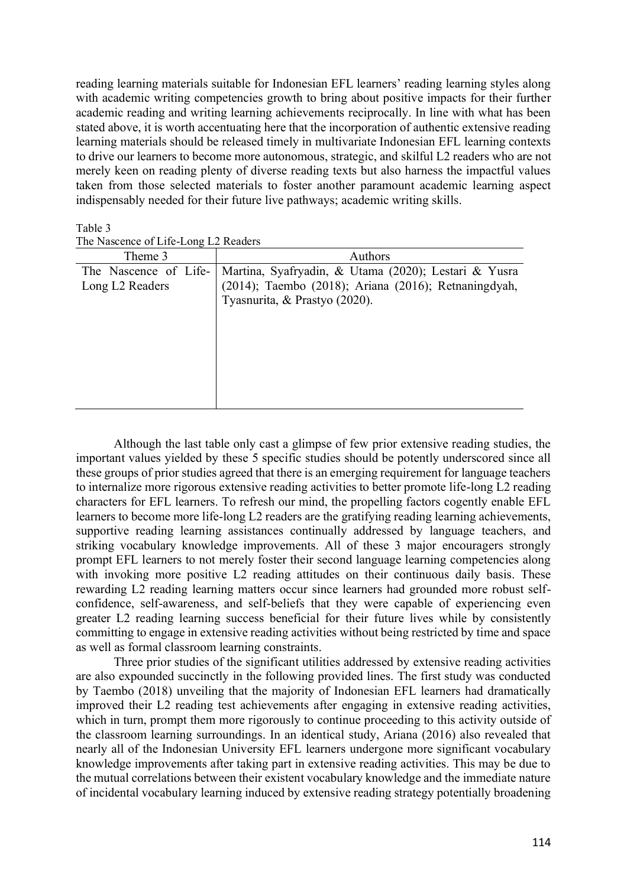reading learning materials suitable for Indonesian EFL learners' reading learning styles along with academic writing competencies growth to bring about positive impacts for their further academic reading and writing learning achievements reciprocally. In line with what has been stated above, it is worth accentuating here that the incorporation of authentic extensive reading learning materials should be released timely in multivariate Indonesian EFL learning contexts to drive our learners to become more autonomous, strategic, and skilful L2 readers who are not merely keen on reading plenty of diverse reading texts but also harness the impactful values taken from those selected materials to foster another paramount academic learning aspect indispensably needed for their future live pathways; academic writing skills.

Table 3
The Nascence of Life-Long L2 Readers

| Theme 3 | Authors |
|---|---|
| The Nascence of Life-Long L2 Readers | Martina, Syafryadin, & Utama (2020); Lestari & Yusra (2014); Taembo (2018); Ariana (2016); Retnaningdyah, Tyasnurita, & Prastyo (2020). |

Although the last table only cast a glimpse of few prior extensive reading studies, the important values yielded by these 5 specific studies should be potently underscored since all these groups of prior studies agreed that there is an emerging requirement for language teachers to internalize more rigorous extensive reading activities to better promote life-long L2 reading characters for EFL learners. To refresh our mind, the propelling factors cogently enable EFL learners to become more life-long L2 readers are the gratifying reading learning achievements, supportive reading learning assistances continually addressed by language teachers, and striking vocabulary knowledge improvements. All of these 3 major encouragers strongly prompt EFL learners to not merely foster their second language learning competencies along with invoking more positive L2 reading attitudes on their continuous daily basis. These rewarding L2 reading learning matters occur since learners had grounded more robust self-confidence, self-awareness, and self-beliefs that they were capable of experiencing even greater L2 reading learning success beneficial for their future lives while by consistently committing to engage in extensive reading activities without being restricted by time and space as well as formal classroom learning constraints.

Three prior studies of the significant utilities addressed by extensive reading activities are also expounded succinctly in the following provided lines. The first study was conducted by Taembo (2018) unveiling that the majority of Indonesian EFL learners had dramatically improved their L2 reading test achievements after engaging in extensive reading activities, which in turn, prompt them more rigorously to continue proceeding to this activity outside of the classroom learning surroundings. In an identical study, Ariana (2016) also revealed that nearly all of the Indonesian University EFL learners undergone more significant vocabulary knowledge improvements after taking part in extensive reading activities. This may be due to the mutual correlations between their existent vocabulary knowledge and the immediate nature of incidental vocabulary learning induced by extensive reading strategy potentially broadening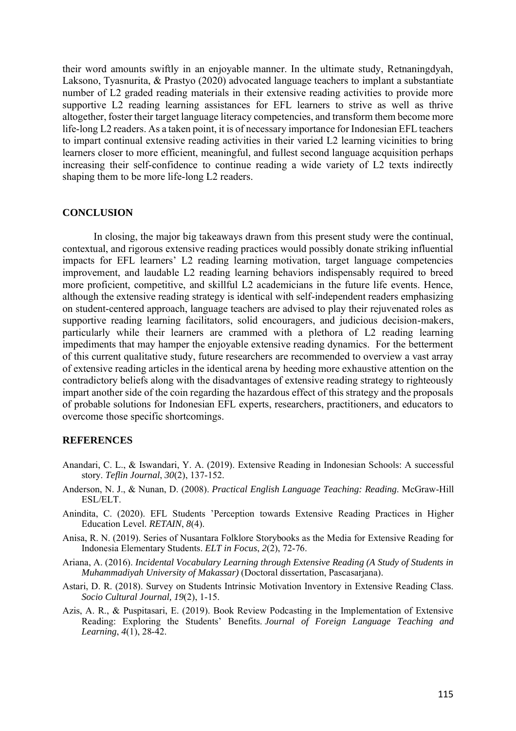their word amounts swiftly in an enjoyable manner. In the ultimate study, Retnaningdyah, Laksono, Tyasnurita, & Prastyo (2020) advocated language teachers to implant a substantiate number of L2 graded reading materials in their extensive reading activities to provide more supportive L2 reading learning assistances for EFL learners to strive as well as thrive altogether, foster their target language literacy competencies, and transform them become more life-long L2 readers. As a taken point, it is of necessary importance for Indonesian EFL teachers to impart continual extensive reading activities in their varied L2 learning vicinities to bring learners closer to more efficient, meaningful, and fullest second language acquisition perhaps increasing their self-confidence to continue reading a wide variety of L2 texts indirectly shaping them to be more life-long L2 readers.

## CONCLUSION

In closing, the major big takeaways drawn from this present study were the continual, contextual, and rigorous extensive reading practices would possibly donate striking influential impacts for EFL learners' L2 reading learning motivation, target language competencies improvement, and laudable L2 reading learning behaviors indispensably required to breed more proficient, competitive, and skillful L2 academicians in the future life events. Hence, although the extensive reading strategy is identical with self-independent readers emphasizing on student-centered approach, language teachers are advised to play their rejuvenated roles as supportive reading learning facilitators, solid encouragers, and judicious decision-makers, particularly while their learners are crammed with a plethora of L2 reading learning impediments that may hamper the enjoyable extensive reading dynamics. For the betterment of this current qualitative study, future researchers are recommended to overview a vast array of extensive reading articles in the identical arena by heeding more exhaustive attention on the contradictory beliefs along with the disadvantages of extensive reading strategy to righteously impart another side of the coin regarding the hazardous effect of this strategy and the proposals of probable solutions for Indonesian EFL experts, researchers, practitioners, and educators to overcome those specific shortcomings.

## REFERENCES

Anandari, C. L., & Iswandari, Y. A. (2019). Extensive Reading in Indonesian Schools: A successful story. *Teflin Journal*, *30*(2), 137-152.

Anderson, N. J., & Nunan, D. (2008). *Practical English Language Teaching: Reading*. McGraw-Hill ESL/ELT.

Anindita, C. (2020). EFL Students 'Perception towards Extensive Reading Practices in Higher Education Level. *RETAIN*, *8*(4).

Anisa, R. N. (2019). Series of Nusantara Folklore Storybooks as the Media for Extensive Reading for Indonesia Elementary Students. *ELT in Focus*, *2*(2), 72-76.

Ariana, A. (2016). *Incidental Vocabulary Learning through Extensive Reading (A Study of Students in Muhammadiyah University of Makassar)* (Doctoral dissertation, Pascasarjana).

Astari, D. R. (2018). Survey on Students Intrinsic Motivation Inventory in Extensive Reading Class. *Socio Cultural Journal, 19*(2), 1-15.

Azis, A. R., & Puspitasari, E. (2019). Book Review Podcasting in the Implementation of Extensive Reading: Exploring the Students' Benefits. *Journal of Foreign Language Teaching and Learning*, *4*(1), 28-42.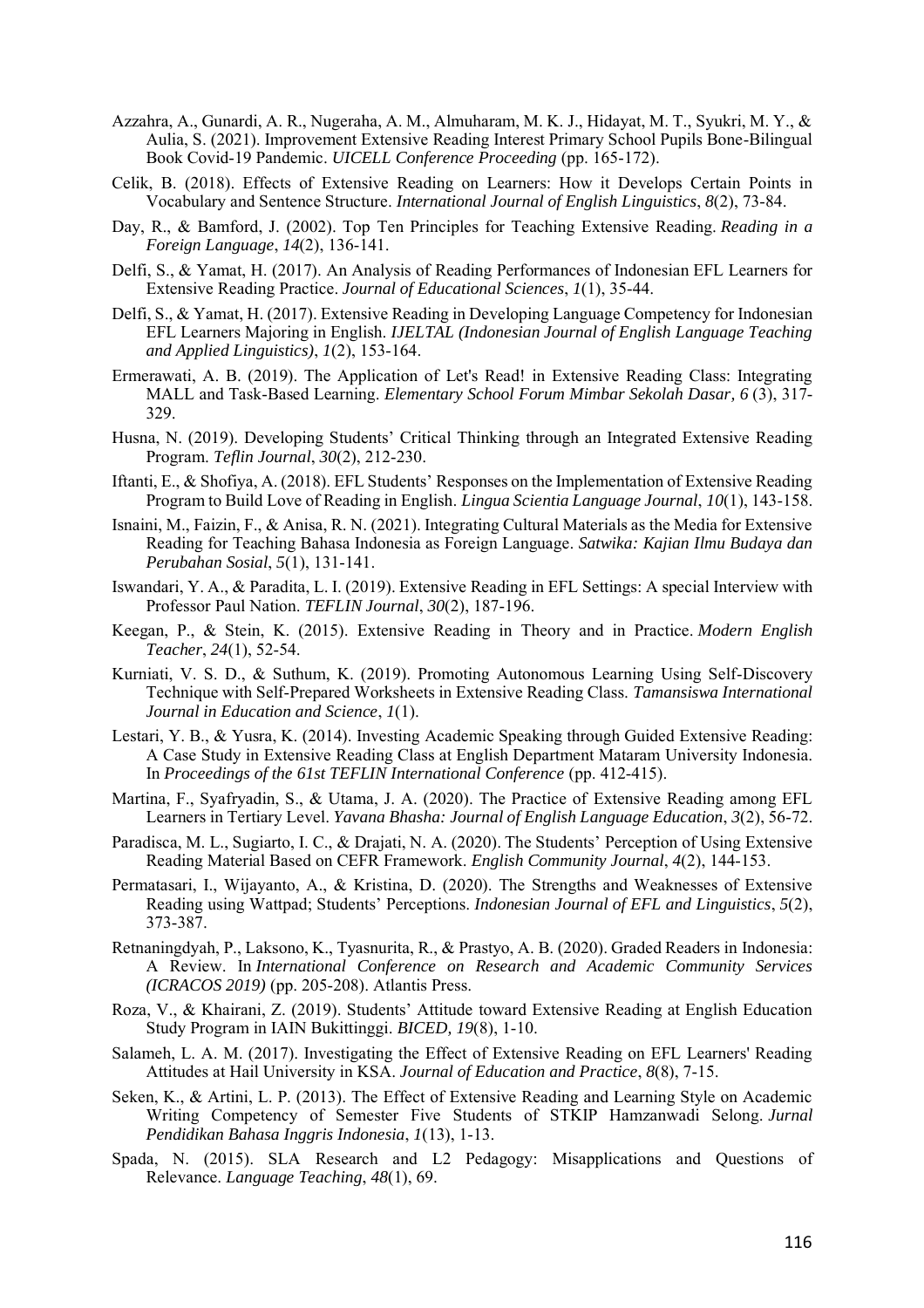Azzahra, A., Gunardi, A. R., Nugeraha, A. M., Almuharam, M. K. J., Hidayat, M. T., Syukri, M. Y., & Aulia, S. (2021). Improvement Extensive Reading Interest Primary School Pupils Bone-Bilingual Book Covid-19 Pandemic. *UICELL Conference Proceeding* (pp. 165-172).

Celik, B. (2018). Effects of Extensive Reading on Learners: How it Develops Certain Points in Vocabulary and Sentence Structure. *International Journal of English Linguistics*, *8*(2), 73-84.

Day, R., & Bamford, J. (2002). Top Ten Principles for Teaching Extensive Reading. *Reading in a Foreign Language*, *14*(2), 136-141.

Delfi, S., & Yamat, H. (2017). An Analysis of Reading Performances of Indonesian EFL Learners for Extensive Reading Practice. *Journal of Educational Sciences*, *1*(1), 35-44.

Delfi, S., & Yamat, H. (2017). Extensive Reading in Developing Language Competency for Indonesian EFL Learners Majoring in English. *IJELTAL (Indonesian Journal of English Language Teaching and Applied Linguistics)*, *1*(2), 153-164.

Ermerawati, A. B. (2019). The Application of Let's Read! in Extensive Reading Class: Integrating MALL and Task-Based Learning. *Elementary School Forum Mimbar Sekolah Dasar, 6* (3), 317-329.

Husna, N. (2019). Developing Students' Critical Thinking through an Integrated Extensive Reading Program. *Teflin Journal*, *30*(2), 212-230.

Iftanti, E., & Shofiya, A. (2018). EFL Students' Responses on the Implementation of Extensive Reading Program to Build Love of Reading in English. *Lingua Scientia Language Journal*, *10*(1), 143-158.

Isnaini, M., Faizin, F., & Anisa, R. N. (2021). Integrating Cultural Materials as the Media for Extensive Reading for Teaching Bahasa Indonesia as Foreign Language. *Satwika: Kajian Ilmu Budaya dan Perubahan Sosial*, *5*(1), 131-141.

Iswandari, Y. A., & Paradita, L. I. (2019). Extensive Reading in EFL Settings: A special Interview with Professor Paul Nation. *TEFLIN Journal*, *30*(2), 187-196.

Keegan, P., & Stein, K. (2015). Extensive Reading in Theory and in Practice. *Modern English Teacher*, *24*(1), 52-54.

Kurniati, V. S. D., & Suthum, K. (2019). Promoting Autonomous Learning Using Self-Discovery Technique with Self-Prepared Worksheets in Extensive Reading Class. *Tamansiswa International Journal in Education and Science*, *1*(1).

Lestari, Y. B., & Yusra, K. (2014). Investing Academic Speaking through Guided Extensive Reading: A Case Study in Extensive Reading Class at English Department Mataram University Indonesia. In *Proceedings of the 61st TEFLIN International Conference* (pp. 412-415).

Martina, F., Syafryadin, S., & Utama, J. A. (2020). The Practice of Extensive Reading among EFL Learners in Tertiary Level. *Yavana Bhasha: Journal of English Language Education*, *3*(2), 56-72.

Paradisca, M. L., Sugiarto, I. C., & Drajati, N. A. (2020). The Students' Perception of Using Extensive Reading Material Based on CEFR Framework. *English Community Journal*, *4*(2), 144-153.

Permatasari, I., Wijayanto, A., & Kristina, D. (2020). The Strengths and Weaknesses of Extensive Reading using Wattpad; Students' Perceptions. *Indonesian Journal of EFL and Linguistics*, *5*(2), 373-387.

Retnaningdyah, P., Laksono, K., Tyasnurita, R., & Prastyo, A. B. (2020). Graded Readers in Indonesia: A Review. In *International Conference on Research and Academic Community Services (ICRACOS 2019)* (pp. 205-208). Atlantis Press.

Roza, V., & Khairani, Z. (2019). Students' Attitude toward Extensive Reading at English Education Study Program in IAIN Bukittinggi. *BICED, 19*(8), 1-10.

Salameh, L. A. M. (2017). Investigating the Effect of Extensive Reading on EFL Learners' Reading Attitudes at Hail University in KSA. *Journal of Education and Practice*, *8*(8), 7-15.

Seken, K., & Artini, L. P. (2013). The Effect of Extensive Reading and Learning Style on Academic Writing Competency of Semester Five Students of STKIP Hamzanwadi Selong. *Jurnal Pendidikan Bahasa Inggris Indonesia*, *1*(13), 1-13.

Spada, N. (2015). SLA Research and L2 Pedagogy: Misapplications and Questions of Relevance. *Language Teaching*, *48*(1), 69.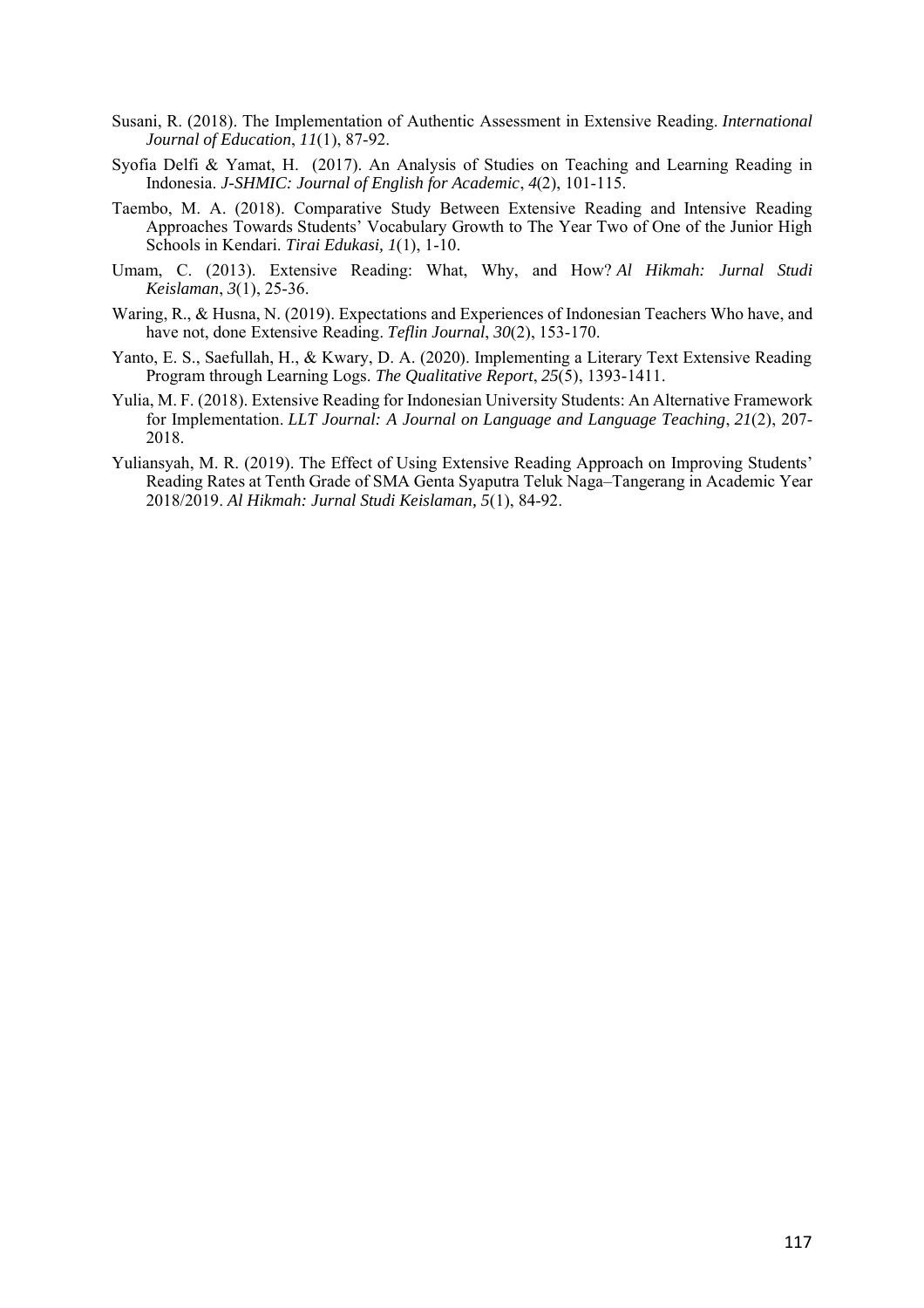Susani, R. (2018). The Implementation of Authentic Assessment in Extensive Reading. *International Journal of Education*, *11*(1), 87-92.

Syofia Delfi & Yamat, H. (2017). An Analysis of Studies on Teaching and Learning Reading in Indonesia. *J-SHMIC: Journal of English for Academic*, *4*(2), 101-115.

Taembo, M. A. (2018). Comparative Study Between Extensive Reading and Intensive Reading Approaches Towards Students' Vocabulary Growth to The Year Two of One of the Junior High Schools in Kendari. *Tirai Edukasi, 1*(1), 1-10.

Umam, C. (2013). Extensive Reading: What, Why, and How? *Al Hikmah: Jurnal Studi Keislaman*, *3*(1), 25-36.

Waring, R., & Husna, N. (2019). Expectations and Experiences of Indonesian Teachers Who have, and have not, done Extensive Reading. *Teflin Journal*, *30*(2), 153-170.

Yanto, E. S., Saefullah, H., & Kwary, D. A. (2020). Implementing a Literary Text Extensive Reading Program through Learning Logs. *The Qualitative Report*, *25*(5), 1393-1411.

Yulia, M. F. (2018). Extensive Reading for Indonesian University Students: An Alternative Framework for Implementation. *LLT Journal: A Journal on Language and Language Teaching*, *21*(2), 207-2018.

Yuliansyah, M. R. (2019). The Effect of Using Extensive Reading Approach on Improving Students' Reading Rates at Tenth Grade of SMA Genta Syaputra Teluk Naga–Tangerang in Academic Year 2018/2019. *Al Hikmah: Jurnal Studi Keislaman, 5*(1), 84-92.